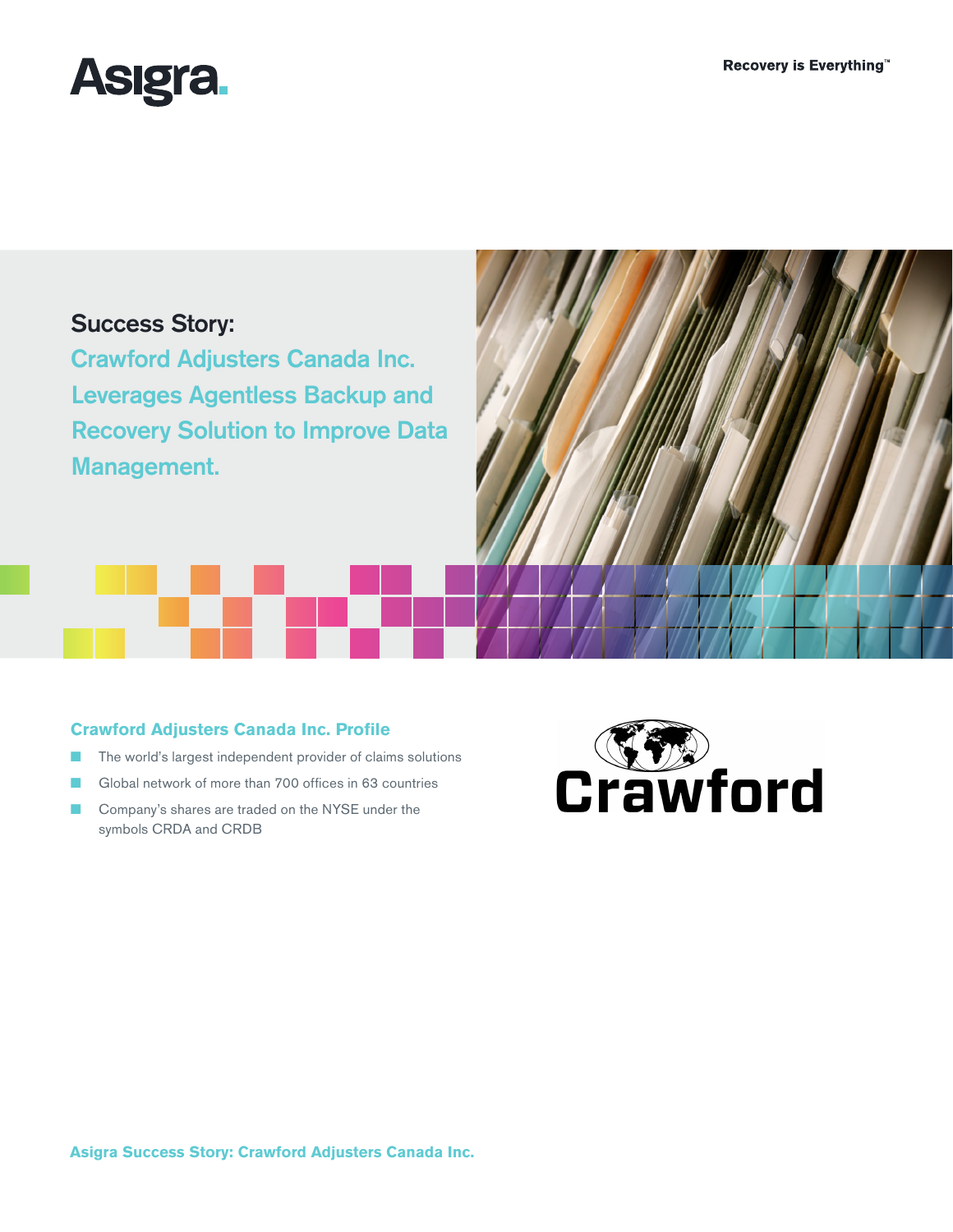Asigra.

Recovery is Everything™

# Success Story:

## Crawford Adjusters Canada Inc. Leverages Agentless Backup and Recovery Solution to Improve Data Management.

### Crawford Adjusters Canada Inc. Profile

- The world's largest independent provider of claims solutions
- Global network of more than 700 offices in 63 countries
- Company's shares are traded on the NYSE under the symbols CRDA and CRDB

Crawford

**Asigra Success Story: Crawford Adjusters Canada Inc.**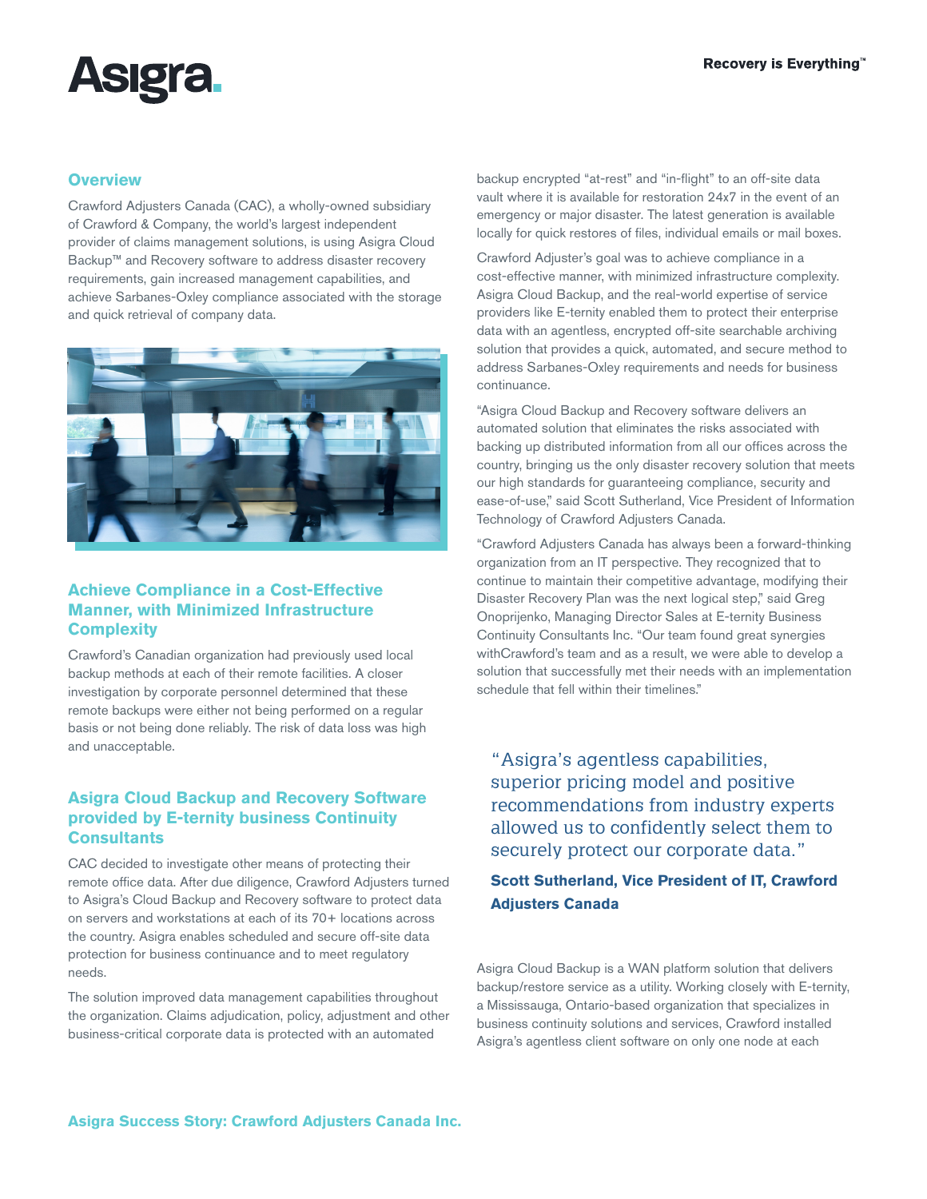## Overview

Crawford Adjusters Canada (CAC), a wholly-owned subsidiary of Crawford & Company, the world's largest independent provider of claims management solutions, is using Asigra Cloud Backup™ and Recovery software to address disaster recovery requirements, gain increased management capabilities, and achieve Sarbanes-Oxley compliance associated with the storage and quick retrieval of company data.

## Achieve Compliance in a Cost-Effective Manner, with Minimized Infrastructure Complexity

Crawford's Canadian organization had previously used local backup methods at each of their remote facilities. A closer investigation by corporate personnel determined that these remote backups were either not being performed on a regular basis or not being done reliably. The risk of data loss was high and unacceptable.

## Asigra Cloud Backup and Recovery Software provided by E-ternity business Continuity Consultants

CAC decided to investigate other means of protecting their remote office data. After due diligence, Crawford Adjusters turned to Asigra's Cloud Backup and Recovery software to protect data on servers and workstations at each of its 70+ locations across the country. Asigra enables scheduled and secure off-site data protection for business continuance and to meet regulatory needs.

The solution improved data management capabilities throughout the organization. Claims adjudication, policy, adjustment and other business-critical corporate data is protected with an automated backup encrypted "at-rest" and "in-flight" to an off-site data vault where it is available for restoration 24x7 in the event of an emergency or major disaster. The latest generation is available locally for quick restores of files, individual emails or mail boxes.

Crawford Adjuster's goal was to achieve compliance in a cost-effective manner, with minimized infrastructure complexity. Asigra Cloud Backup, and the real-world expertise of service providers like E-ternity enabled them to protect their enterprise data with an agentless, encrypted off-site searchable archiving solution that provides a quick, automated, and secure method to address Sarbanes-Oxley requirements and needs for business continuance.

"Asigra Cloud Backup and Recovery software delivers an automated solution that eliminates the risks associated with backing up distributed information from all our offices across the country, bringing us the only disaster recovery solution that meets our high standards for guaranteeing compliance, security and ease-of-use," said Scott Sutherland, Vice President of Information Technology of Crawford Adjusters Canada.

"Crawford Adjusters Canada has always been a forward-thinking organization from an IT perspective. They recognized that to continue to maintain their competitive advantage, modifying their Disaster Recovery Plan was the next logical step," said Greg Onoprijenko, Managing Director Sales at E-ternity Business Continuity Consultants Inc. "Our team found great synergies withCrawford's team and as a result, we were able to develop a solution that successfully met their needs with an implementation schedule that fell within their timelines."

> "Asigra's agentless capabilities, superior pricing model and positive recommendations from industry experts allowed us to confidently select them to securely protect our corporate data."
>
> **Scott Sutherland, Vice President of IT, Crawford Adjusters Canada**

Asigra Cloud Backup is a WAN platform solution that delivers backup/restore service as a utility. Working closely with E-ternity, a Mississauga, Ontario-based organization that specializes in business continuity solutions and services, Crawford installed Asigra's agentless client software on only one node at each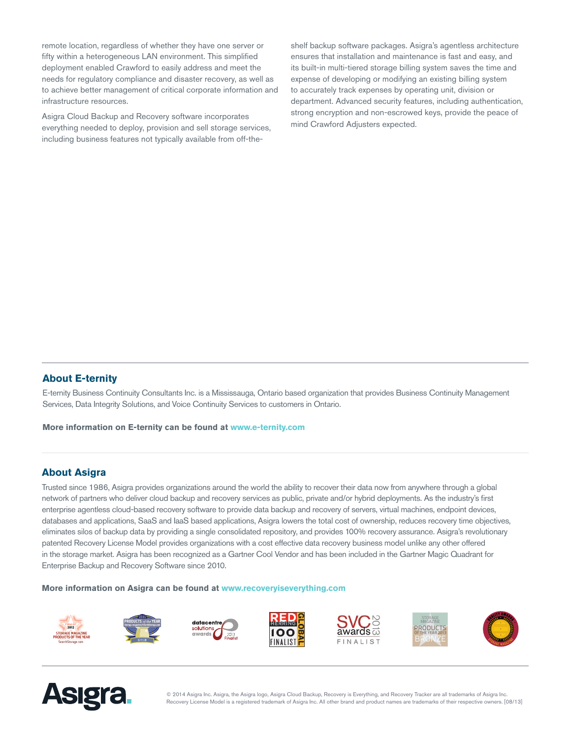remote location, regardless of whether they have one server or fifty within a heterogeneous LAN environment. This simplified deployment enabled Crawford to easily address and meet the needs for regulatory compliance and disaster recovery, as well as to achieve better management of critical corporate information and infrastructure resources.

Asigra Cloud Backup and Recovery software incorporates everything needed to deploy, provision and sell storage services, including business features not typically available from off-the-shelf backup software packages. Asigra's agentless architecture ensures that installation and maintenance is fast and easy, and its built-in multi-tiered storage billing system saves the time and expense of developing or modifying an existing billing system to accurately track expenses by operating unit, division or department. Advanced security features, including authentication, strong encryption and non-escrowed keys, provide the peace of mind Crawford Adjusters expected.

## About E-ternity

E-ternity Business Continuity Consultants Inc. is a Mississauga, Ontario based organization that provides Business Continuity Management Services, Data Integrity Solutions, and Voice Continuity Services to customers in Ontario.

**More information on E-ternity can be found at www.e-ternity.com**

## About Asigra

Trusted since 1986, Asigra provides organizations around the world the ability to recover their data now from anywhere through a global network of partners who deliver cloud backup and recovery services as public, private and/or hybrid deployments. As the industry's first enterprise agentless cloud-based recovery software to provide data backup and recovery of servers, virtual machines, endpoint devices, databases and applications, SaaS and IaaS based applications, Asigra lowers the total cost of ownership, reduces recovery time objectives, eliminates silos of backup data by providing a single consolidated repository, and provides 100% recovery assurance. Asigra's revolutionary patented Recovery License Model provides organizations with a cost effective data recovery business model unlike any other offered in the storage market. Asigra has been recognized as a Gartner Cool Vendor and has been included in the Gartner Magic Quadrant for Enterprise Backup and Recovery Software since 2010.

**More information on Asigra can be found at www.recoveryiseverything.com**

© 2014 Asigra Inc. Asigra, the Asigra logo, Asigra Cloud Backup, Recovery is Everything, and Recovery Tracker are all trademarks of Asigra Inc. Recovery License Model is a registered trademark of Asigra Inc. All other brand and product names are trademarks of their respective owners. [08/13]